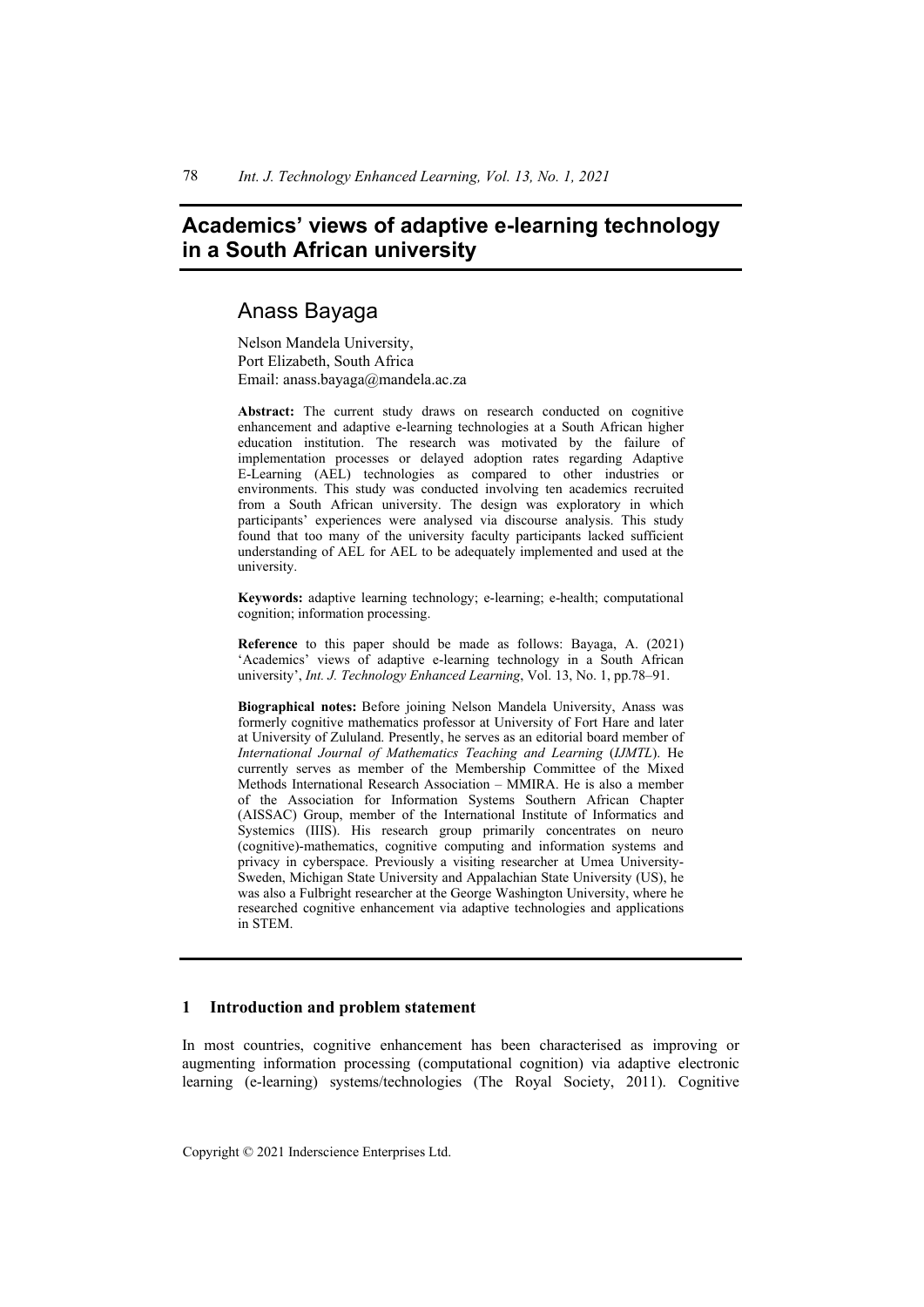# Academics' views of adaptive e-learning technology in a South African university

## Anass Bayaga

Nelson Mandela University,
Port Elizabeth, South Africa
Email: anass.bayaga@mandela.ac.za

**Abstract:** The current study draws on research conducted on cognitive enhancement and adaptive e-learning technologies at a South African higher education institution. The research was motivated by the failure of implementation processes or delayed adoption rates regarding Adaptive E-Learning (AEL) technologies as compared to other industries or environments. This study was conducted involving ten academics recruited from a South African university. The design was exploratory in which participants' experiences were analysed via discourse analysis. This study found that too many of the university faculty participants lacked sufficient understanding of AEL for AEL to be adequately implemented and used at the university.

**Keywords:** adaptive learning technology; e-learning; e-health; computational cognition; information processing.

**Reference** to this paper should be made as follows: Bayaga, A. (2021) 'Academics' views of adaptive e-learning technology in a South African university', *Int. J. Technology Enhanced Learning*, Vol. 13, No. 1, pp.78–91.

**Biographical notes:** Before joining Nelson Mandela University, Anass was formerly cognitive mathematics professor at University of Fort Hare and later at University of Zululand. Presently, he serves as an editorial board member of *International Journal of Mathematics Teaching and Learning* (*IJMTL*). He currently serves as member of the Membership Committee of the Mixed Methods International Research Association – MMIRA. He is also a member of the Association for Information Systems Southern African Chapter (AISSAC) Group, member of the International Institute of Informatics and Systemics (IIIS). His research group primarily concentrates on neuro (cognitive)-mathematics, cognitive computing and information systems and privacy in cyberspace. Previously a visiting researcher at Umea University-Sweden, Michigan State University and Appalachian State University (US), he was also a Fulbright researcher at the George Washington University, where he researched cognitive enhancement via adaptive technologies and applications in STEM.

## 1 Introduction and problem statement

In most countries, cognitive enhancement has been characterised as improving or augmenting information processing (computational cognition) via adaptive electronic learning (e-learning) systems/technologies (The Royal Society, 2011). Cognitive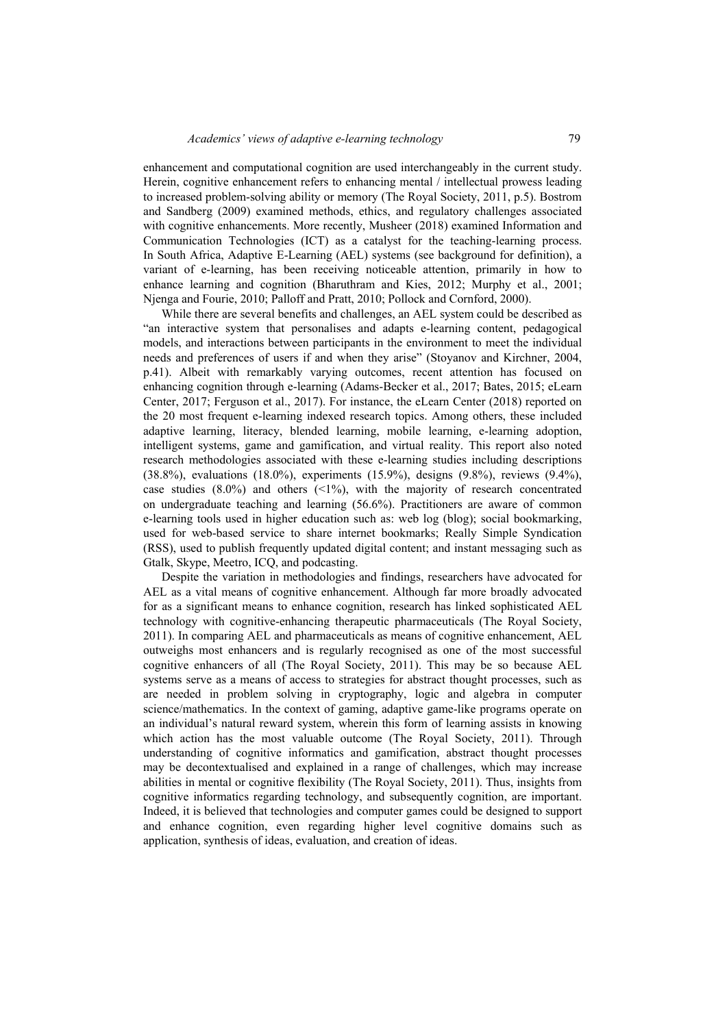enhancement and computational cognition are used interchangeably in the current study. Herein, cognitive enhancement refers to enhancing mental / intellectual prowess leading to increased problem-solving ability or memory (The Royal Society, 2011, p.5). Bostrom and Sandberg (2009) examined methods, ethics, and regulatory challenges associated with cognitive enhancements. More recently, Musheer (2018) examined Information and Communication Technologies (ICT) as a catalyst for the teaching-learning process. In South Africa, Adaptive E-Learning (AEL) systems (see background for definition), a variant of e-learning, has been receiving noticeable attention, primarily in how to enhance learning and cognition (Bharuthram and Kies, 2012; Murphy et al., 2001; Njenga and Fourie, 2010; Palloff and Pratt, 2010; Pollock and Cornford, 2000).

While there are several benefits and challenges, an AEL system could be described as "an interactive system that personalises and adapts e-learning content, pedagogical models, and interactions between participants in the environment to meet the individual needs and preferences of users if and when they arise" (Stoyanov and Kirchner, 2004, p.41). Albeit with remarkably varying outcomes, recent attention has focused on enhancing cognition through e-learning (Adams-Becker et al., 2017; Bates, 2015; eLearn Center, 2017; Ferguson et al., 2017). For instance, the eLearn Center (2018) reported on the 20 most frequent e-learning indexed research topics. Among others, these included adaptive learning, literacy, blended learning, mobile learning, e-learning adoption, intelligent systems, game and gamification, and virtual reality. This report also noted research methodologies associated with these e-learning studies including descriptions (38.8%), evaluations (18.0%), experiments (15.9%), designs (9.8%), reviews (9.4%), case studies (8.0%) and others (<1%), with the majority of research concentrated on undergraduate teaching and learning (56.6%). Practitioners are aware of common e-learning tools used in higher education such as: web log (blog); social bookmarking, used for web-based service to share internet bookmarks; Really Simple Syndication (RSS), used to publish frequently updated digital content; and instant messaging such as Gtalk, Skype, Meetro, ICQ, and podcasting.

Despite the variation in methodologies and findings, researchers have advocated for AEL as a vital means of cognitive enhancement. Although far more broadly advocated for as a significant means to enhance cognition, research has linked sophisticated AEL technology with cognitive-enhancing therapeutic pharmaceuticals (The Royal Society, 2011). In comparing AEL and pharmaceuticals as means of cognitive enhancement, AEL outweighs most enhancers and is regularly recognised as one of the most successful cognitive enhancers of all (The Royal Society, 2011). This may be so because AEL systems serve as a means of access to strategies for abstract thought processes, such as are needed in problem solving in cryptography, logic and algebra in computer science/mathematics. In the context of gaming, adaptive game-like programs operate on an individual's natural reward system, wherein this form of learning assists in knowing which action has the most valuable outcome (The Royal Society, 2011). Through understanding of cognitive informatics and gamification, abstract thought processes may be decontextualised and explained in a range of challenges, which may increase abilities in mental or cognitive flexibility (The Royal Society, 2011). Thus, insights from cognitive informatics regarding technology, and subsequently cognition, are important. Indeed, it is believed that technologies and computer games could be designed to support and enhance cognition, even regarding higher level cognitive domains such as application, synthesis of ideas, evaluation, and creation of ideas.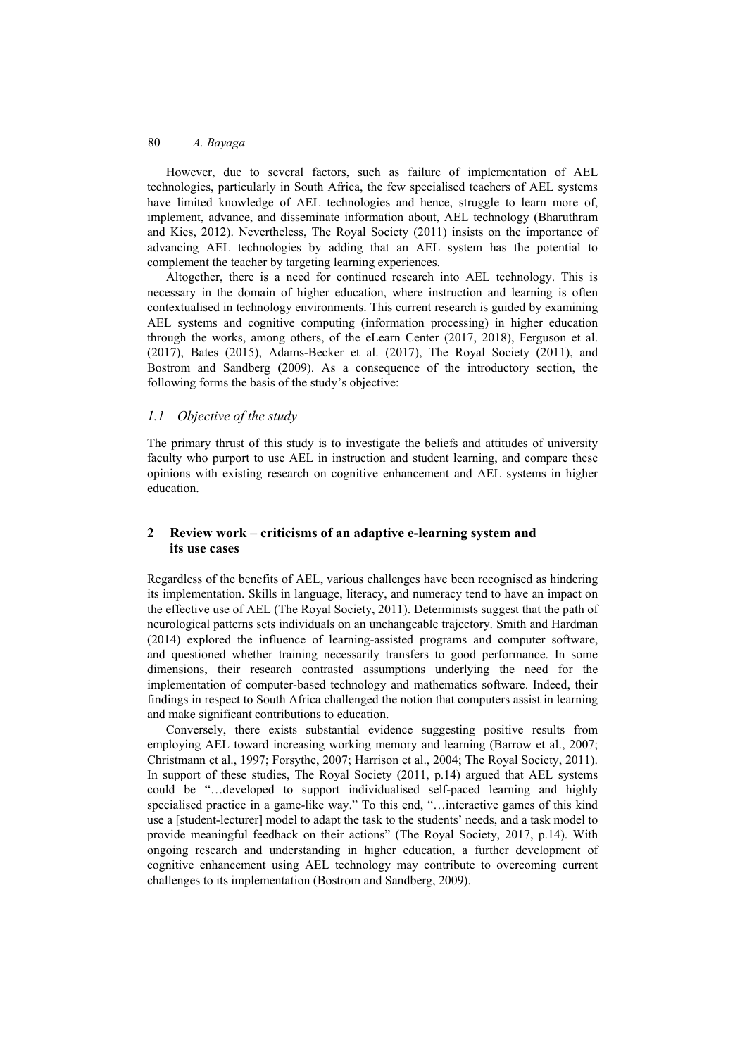However, due to several factors, such as failure of implementation of AEL technologies, particularly in South Africa, the few specialised teachers of AEL systems have limited knowledge of AEL technologies and hence, struggle to learn more of, implement, advance, and disseminate information about, AEL technology (Bharuthram and Kies, 2012). Nevertheless, The Royal Society (2011) insists on the importance of advancing AEL technologies by adding that an AEL system has the potential to complement the teacher by targeting learning experiences.

Altogether, there is a need for continued research into AEL technology. This is necessary in the domain of higher education, where instruction and learning is often contextualised in technology environments. This current research is guided by examining AEL systems and cognitive computing (information processing) in higher education through the works, among others, of the eLearn Center (2017, 2018), Ferguson et al. (2017), Bates (2015), Adams-Becker et al. (2017), The Royal Society (2011), and Bostrom and Sandberg (2009). As a consequence of the introductory section, the following forms the basis of the study's objective:

### *1.1 Objective of the study*

The primary thrust of this study is to investigate the beliefs and attitudes of university faculty who purport to use AEL in instruction and student learning, and compare these opinions with existing research on cognitive enhancement and AEL systems in higher education.

## 2 Review work – criticisms of an adaptive e-learning system and its use cases

Regardless of the benefits of AEL, various challenges have been recognised as hindering its implementation. Skills in language, literacy, and numeracy tend to have an impact on the effective use of AEL (The Royal Society, 2011). Determinists suggest that the path of neurological patterns sets individuals on an unchangeable trajectory. Smith and Hardman (2014) explored the influence of learning-assisted programs and computer software, and questioned whether training necessarily transfers to good performance. In some dimensions, their research contrasted assumptions underlying the need for the implementation of computer-based technology and mathematics software. Indeed, their findings in respect to South Africa challenged the notion that computers assist in learning and make significant contributions to education.

Conversely, there exists substantial evidence suggesting positive results from employing AEL toward increasing working memory and learning (Barrow et al., 2007; Christmann et al., 1997; Forsythe, 2007; Harrison et al., 2004; The Royal Society, 2011). In support of these studies, The Royal Society (2011, p.14) argued that AEL systems could be "…developed to support individualised self-paced learning and highly specialised practice in a game-like way." To this end, "…interactive games of this kind use a [student-lecturer] model to adapt the task to the students' needs, and a task model to provide meaningful feedback on their actions" (The Royal Society, 2017, p.14). With ongoing research and understanding in higher education, a further development of cognitive enhancement using AEL technology may contribute to overcoming current challenges to its implementation (Bostrom and Sandberg, 2009).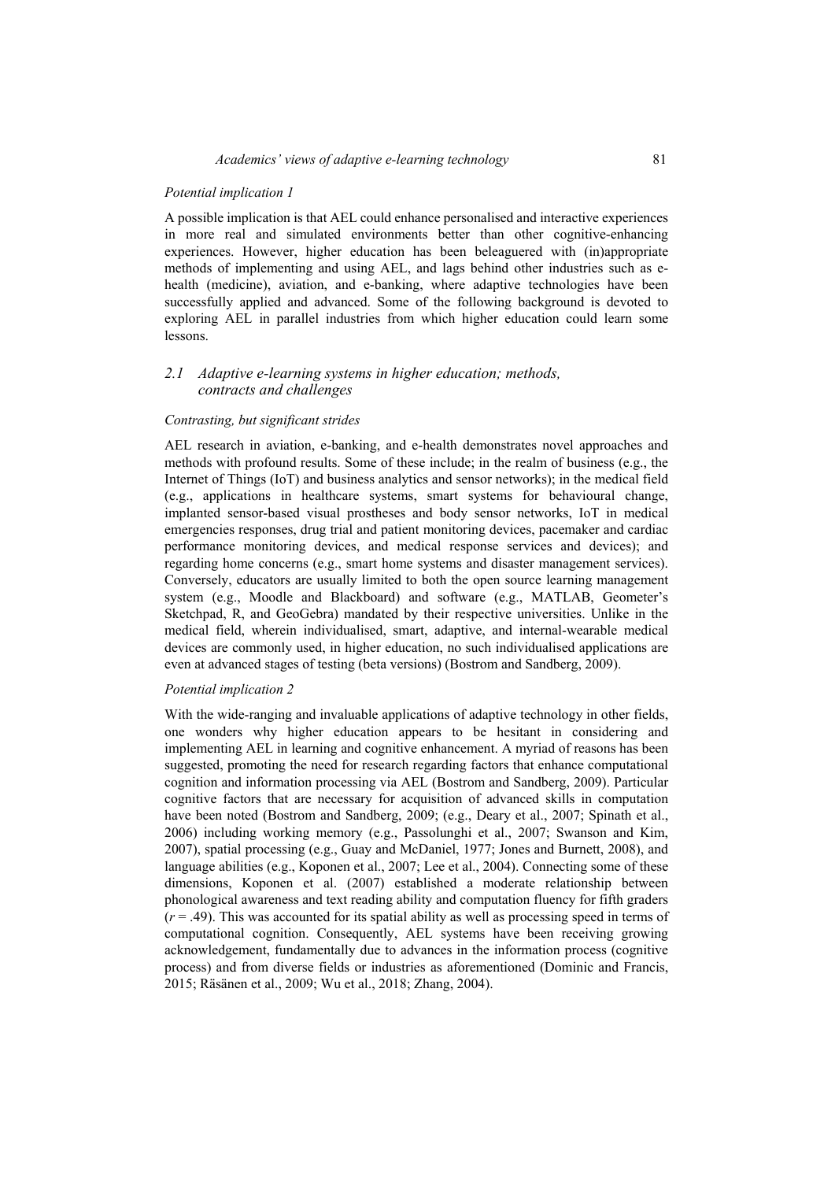*Potential implication 1*

A possible implication is that AEL could enhance personalised and interactive experiences in more real and simulated environments better than other cognitive-enhancing experiences. However, higher education has been beleaguered with (in)appropriate methods of implementing and using AEL, and lags behind other industries such as e-health (medicine), aviation, and e-banking, where adaptive technologies have been successfully applied and advanced. Some of the following background is devoted to exploring AEL in parallel industries from which higher education could learn some lessons.

## *2.1 Adaptive e-learning systems in higher education; methods, contracts and challenges*

*Contrasting, but significant strides*

AEL research in aviation, e-banking, and e-health demonstrates novel approaches and methods with profound results. Some of these include; in the realm of business (e.g., the Internet of Things (IoT) and business analytics and sensor networks); in the medical field (e.g., applications in healthcare systems, smart systems for behavioural change, implanted sensor-based visual prostheses and body sensor networks, IoT in medical emergencies responses, drug trial and patient monitoring devices, pacemaker and cardiac performance monitoring devices, and medical response services and devices); and regarding home concerns (e.g., smart home systems and disaster management services). Conversely, educators are usually limited to both the open source learning management system (e.g., Moodle and Blackboard) and software (e.g., MATLAB, Geometer's Sketchpad, R, and GeoGebra) mandated by their respective universities. Unlike in the medical field, wherein individualised, smart, adaptive, and internal-wearable medical devices are commonly used, in higher education, no such individualised applications are even at advanced stages of testing (beta versions) (Bostrom and Sandberg, 2009).

*Potential implication 2*

With the wide-ranging and invaluable applications of adaptive technology in other fields, one wonders why higher education appears to be hesitant in considering and implementing AEL in learning and cognitive enhancement. A myriad of reasons has been suggested, promoting the need for research regarding factors that enhance computational cognition and information processing via AEL (Bostrom and Sandberg, 2009). Particular cognitive factors that are necessary for acquisition of advanced skills in computation have been noted (Bostrom and Sandberg, 2009; (e.g., Deary et al., 2007; Spinath et al., 2006) including working memory (e.g., Passolunghi et al., 2007; Swanson and Kim, 2007), spatial processing (e.g., Guay and McDaniel, 1977; Jones and Burnett, 2008), and language abilities (e.g., Koponen et al., 2007; Lee et al., 2004). Connecting some of these dimensions, Koponen et al. (2007) established a moderate relationship between phonological awareness and text reading ability and computation fluency for fifth graders ($r = .49$). This was accounted for its spatial ability as well as processing speed in terms of computational cognition. Consequently, AEL systems have been receiving growing acknowledgement, fundamentally due to advances in the information process (cognitive process) and from diverse fields or industries as aforementioned (Dominic and Francis, 2015; Räsänen et al., 2009; Wu et al., 2018; Zhang, 2004).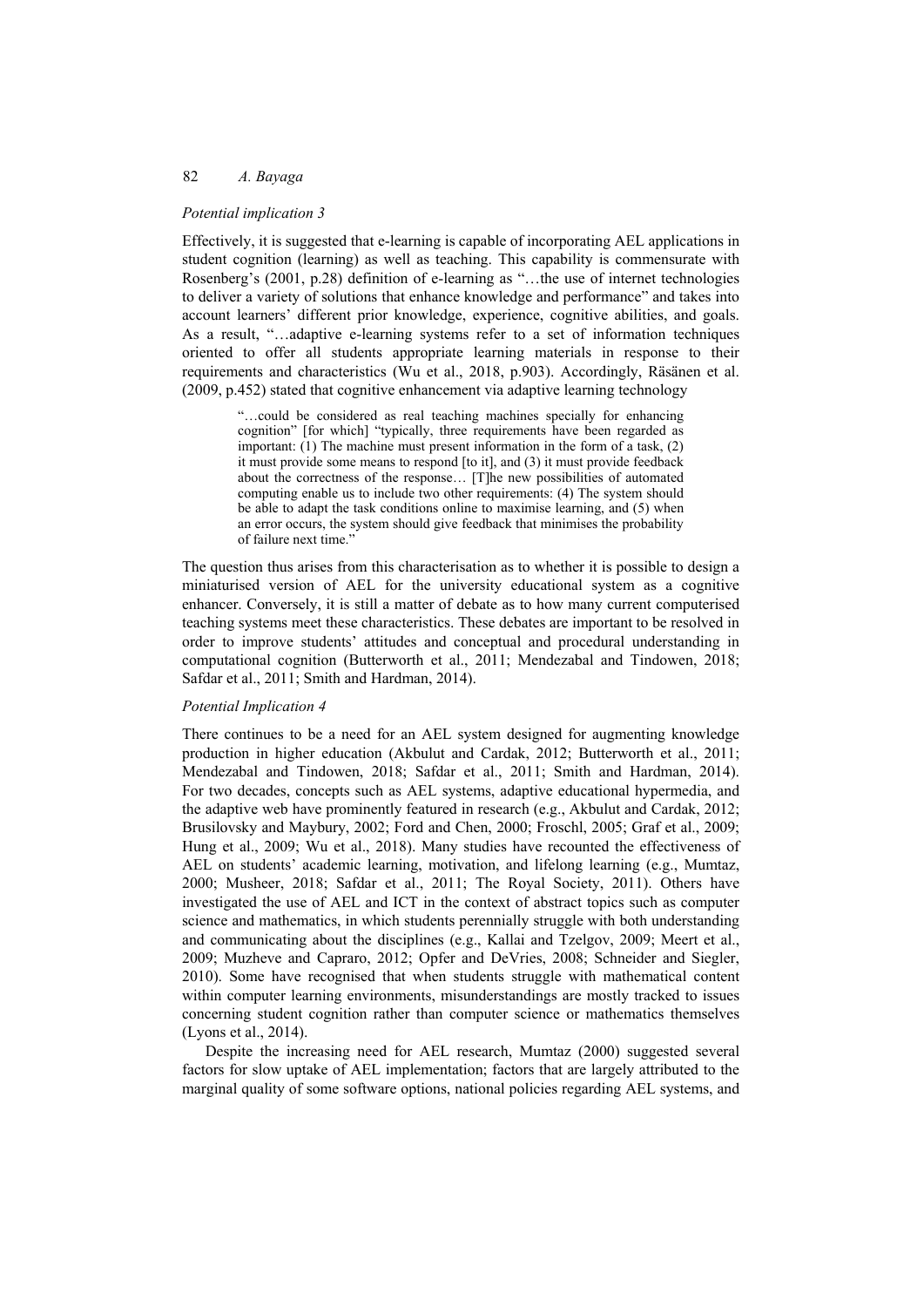*Potential implication 3*

Effectively, it is suggested that e-learning is capable of incorporating AEL applications in student cognition (learning) as well as teaching. This capability is commensurate with Rosenberg's (2001, p.28) definition of e-learning as "…the use of internet technologies to deliver a variety of solutions that enhance knowledge and performance" and takes into account learners' different prior knowledge, experience, cognitive abilities, and goals. As a result, "…adaptive e-learning systems refer to a set of information techniques oriented to offer all students appropriate learning materials in response to their requirements and characteristics (Wu et al., 2018, p.903). Accordingly, Räsänen et al. (2009, p.452) stated that cognitive enhancement via adaptive learning technology

> "…could be considered as real teaching machines specially for enhancing cognition" [for which] "typically, three requirements have been regarded as important: (1) The machine must present information in the form of a task, (2) it must provide some means to respond [to it], and (3) it must provide feedback about the correctness of the response… [T]he new possibilities of automated computing enable us to include two other requirements: (4) The system should be able to adapt the task conditions online to maximise learning, and (5) when an error occurs, the system should give feedback that minimises the probability of failure next time."

The question thus arises from this characterisation as to whether it is possible to design a miniaturised version of AEL for the university educational system as a cognitive enhancer. Conversely, it is still a matter of debate as to how many current computerised teaching systems meet these characteristics. These debates are important to be resolved in order to improve students' attitudes and conceptual and procedural understanding in computational cognition (Butterworth et al., 2011; Mendezabal and Tindowen, 2018; Safdar et al., 2011; Smith and Hardman, 2014).

*Potential Implication 4*

There continues to be a need for an AEL system designed for augmenting knowledge production in higher education (Akbulut and Cardak, 2012; Butterworth et al., 2011; Mendezabal and Tindowen, 2018; Safdar et al., 2011; Smith and Hardman, 2014). For two decades, concepts such as AEL systems, adaptive educational hypermedia, and the adaptive web have prominently featured in research (e.g., Akbulut and Cardak, 2012; Brusilovsky and Maybury, 2002; Ford and Chen, 2000; Froschl, 2005; Graf et al., 2009; Hung et al., 2009; Wu et al., 2018). Many studies have recounted the effectiveness of AEL on students' academic learning, motivation, and lifelong learning (e.g., Mumtaz, 2000; Musheer, 2018; Safdar et al., 2011; The Royal Society, 2011). Others have investigated the use of AEL and ICT in the context of abstract topics such as computer science and mathematics, in which students perennially struggle with both understanding and communicating about the disciplines (e.g., Kallai and Tzelgov, 2009; Meert et al., 2009; Muzheve and Capraro, 2012; Opfer and DeVries, 2008; Schneider and Siegler, 2010). Some have recognised that when students struggle with mathematical content within computer learning environments, misunderstandings are mostly tracked to issues concerning student cognition rather than computer science or mathematics themselves (Lyons et al., 2014).

Despite the increasing need for AEL research, Mumtaz (2000) suggested several factors for slow uptake of AEL implementation; factors that are largely attributed to the marginal quality of some software options, national policies regarding AEL systems, and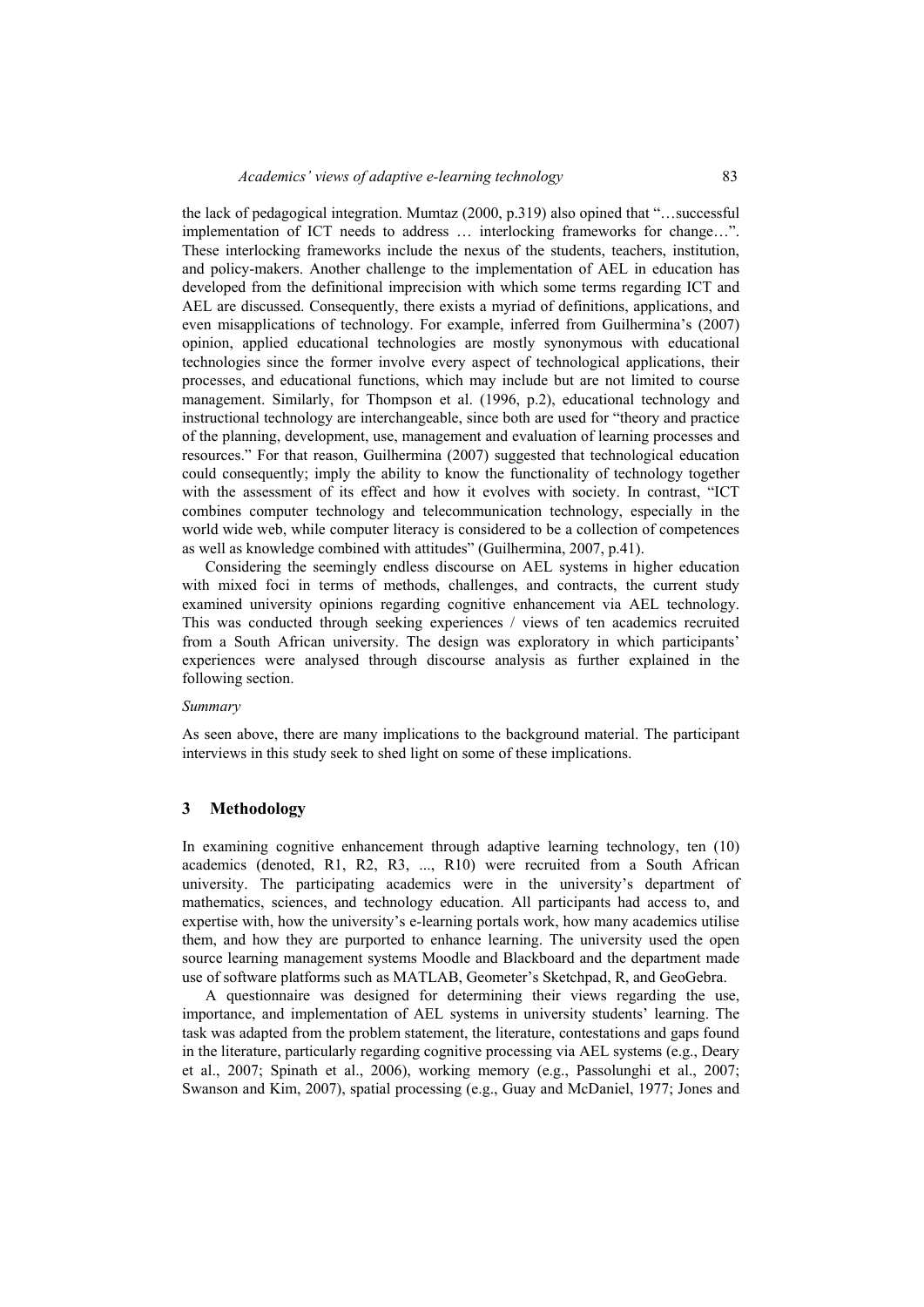the lack of pedagogical integration. Mumtaz (2000, p.319) also opined that "…successful implementation of ICT needs to address … interlocking frameworks for change…". These interlocking frameworks include the nexus of the students, teachers, institution, and policy-makers. Another challenge to the implementation of AEL in education has developed from the definitional imprecision with which some terms regarding ICT and AEL are discussed. Consequently, there exists a myriad of definitions, applications, and even misapplications of technology. For example, inferred from Guilhermina's (2007) opinion, applied educational technologies are mostly synonymous with educational technologies since the former involve every aspect of technological applications, their processes, and educational functions, which may include but are not limited to course management. Similarly, for Thompson et al. (1996, p.2), educational technology and instructional technology are interchangeable, since both are used for "theory and practice of the planning, development, use, management and evaluation of learning processes and resources." For that reason, Guilhermina (2007) suggested that technological education could consequently; imply the ability to know the functionality of technology together with the assessment of its effect and how it evolves with society. In contrast, "ICT combines computer technology and telecommunication technology, especially in the world wide web, while computer literacy is considered to be a collection of competences as well as knowledge combined with attitudes" (Guilhermina, 2007, p.41).

Considering the seemingly endless discourse on AEL systems in higher education with mixed foci in terms of methods, challenges, and contracts, the current study examined university opinions regarding cognitive enhancement via AEL technology. This was conducted through seeking experiences / views of ten academics recruited from a South African university. The design was exploratory in which participants' experiences were analysed through discourse analysis as further explained in the following section.

*Summary*

As seen above, there are many implications to the background material. The participant interviews in this study seek to shed light on some of these implications.

## 3 Methodology

In examining cognitive enhancement through adaptive learning technology, ten (10) academics (denoted, R1, R2, R3, ..., R10) were recruited from a South African university. The participating academics were in the university's department of mathematics, sciences, and technology education. All participants had access to, and expertise with, how the university's e-learning portals work, how many academics utilise them, and how they are purported to enhance learning. The university used the open source learning management systems Moodle and Blackboard and the department made use of software platforms such as MATLAB, Geometer's Sketchpad, R, and GeoGebra.

A questionnaire was designed for determining their views regarding the use, importance, and implementation of AEL systems in university students' learning. The task was adapted from the problem statement, the literature, contestations and gaps found in the literature, particularly regarding cognitive processing via AEL systems (e.g., Deary et al., 2007; Spinath et al., 2006), working memory (e.g., Passolunghi et al., 2007; Swanson and Kim, 2007), spatial processing (e.g., Guay and McDaniel, 1977; Jones and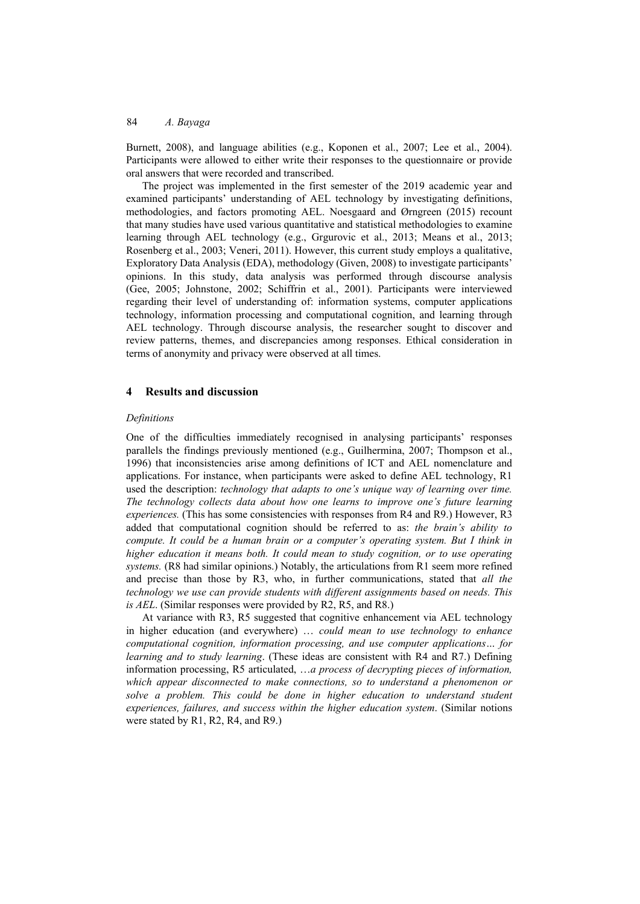Burnett, 2008), and language abilities (e.g., Koponen et al., 2007; Lee et al., 2004). Participants were allowed to either write their responses to the questionnaire or provide oral answers that were recorded and transcribed.

The project was implemented in the first semester of the 2019 academic year and examined participants' understanding of AEL technology by investigating definitions, methodologies, and factors promoting AEL. Noesgaard and Ørngreen (2015) recount that many studies have used various quantitative and statistical methodologies to examine learning through AEL technology (e.g., Grgurovic et al., 2013; Means et al., 2013; Rosenberg et al., 2003; Veneri, 2011). However, this current study employs a qualitative, Exploratory Data Analysis (EDA), methodology (Given, 2008) to investigate participants' opinions. In this study, data analysis was performed through discourse analysis (Gee, 2005; Johnstone, 2002; Schiffrin et al., 2001). Participants were interviewed regarding their level of understanding of: information systems, computer applications technology, information processing and computational cognition, and learning through AEL technology. Through discourse analysis, the researcher sought to discover and review patterns, themes, and discrepancies among responses. Ethical consideration in terms of anonymity and privacy were observed at all times.

## 4 Results and discussion

*Definitions*

One of the difficulties immediately recognised in analysing participants' responses parallels the findings previously mentioned (e.g., Guilhermina, 2007; Thompson et al., 1996) that inconsistencies arise among definitions of ICT and AEL nomenclature and applications. For instance, when participants were asked to define AEL technology, R1 used the description: *technology that adapts to one's unique way of learning over time. The technology collects data about how one learns to improve one's future learning experiences.* (This has some consistencies with responses from R4 and R9.) However, R3 added that computational cognition should be referred to as: *the brain's ability to compute. It could be a human brain or a computer's operating system. But I think in higher education it means both. It could mean to study cognition, or to use operating systems.* (R8 had similar opinions.) Notably, the articulations from R1 seem more refined and precise than those by R3, who, in further communications, stated that *all the technology we use can provide students with different assignments based on needs. This is AEL*. (Similar responses were provided by R2, R5, and R8.)

At variance with R3, R5 suggested that cognitive enhancement via AEL technology in higher education (and everywhere) … *could mean to use technology to enhance computational cognition, information processing, and use computer applications… for learning and to study learning*. (These ideas are consistent with R4 and R7.) Defining information processing, R5 articulated, …*a process of decrypting pieces of information, which appear disconnected to make connections, so to understand a phenomenon or solve a problem. This could be done in higher education to understand student experiences, failures, and success within the higher education system*. (Similar notions were stated by R1, R2, R4, and R9.)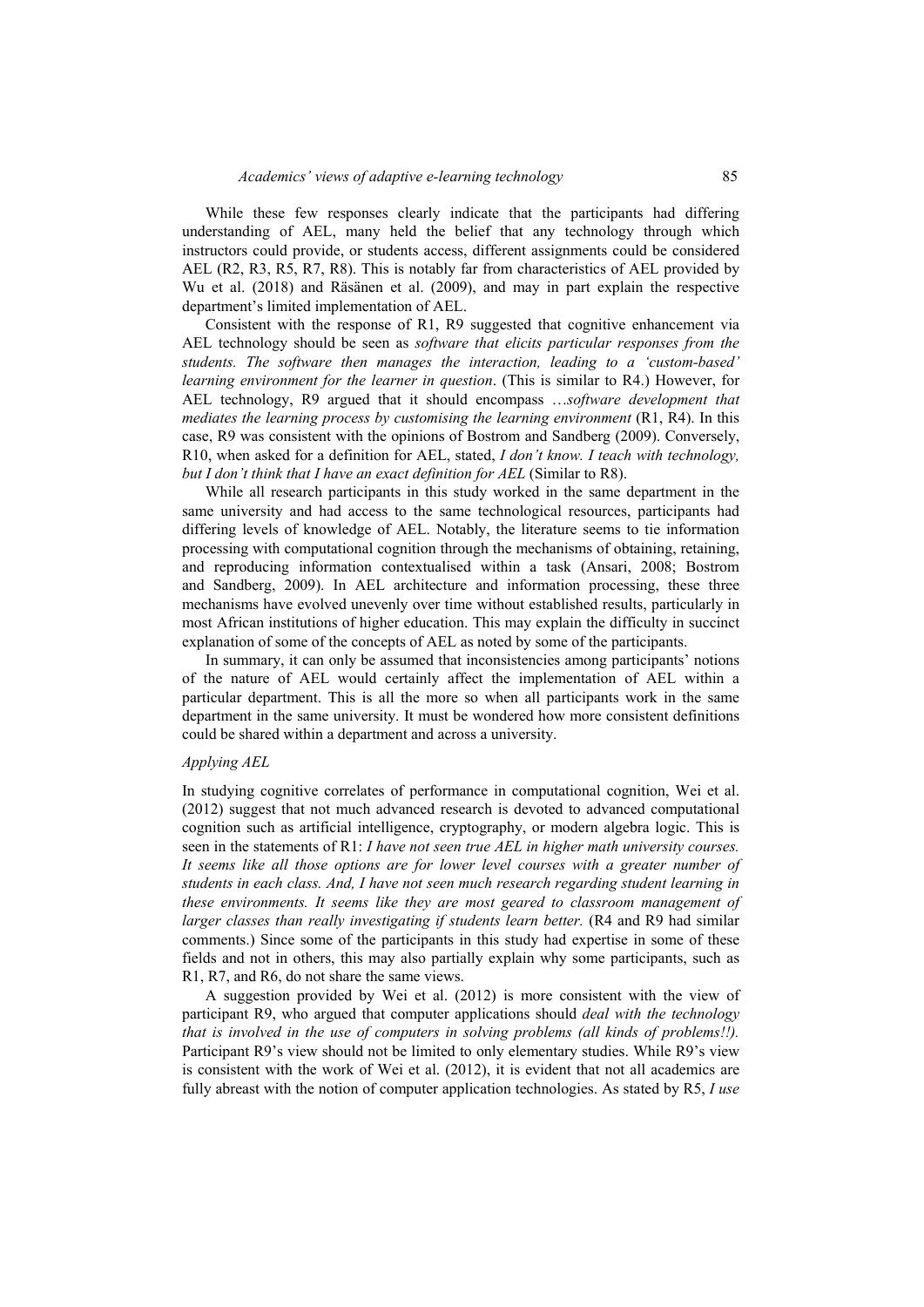While these few responses clearly indicate that the participants had differing understanding of AEL, many held the belief that any technology through which instructors could provide, or students access, different assignments could be considered AEL (R2, R3, R5, R7, R8). This is notably far from characteristics of AEL provided by Wu et al. (2018) and Räsänen et al. (2009), and may in part explain the respective department's limited implementation of AEL.

Consistent with the response of R1, R9 suggested that cognitive enhancement via AEL technology should be seen as *software that elicits particular responses from the students. The software then manages the interaction, leading to a 'custom-based' learning environment for the learner in question*. (This is similar to R4.) However, for AEL technology, R9 argued that it should encompass …*software development that mediates the learning process by customising the learning environment* (R1, R4). In this case, R9 was consistent with the opinions of Bostrom and Sandberg (2009). Conversely, R10, when asked for a definition for AEL, stated, *I don't know. I teach with technology, but I don't think that I have an exact definition for AEL* (Similar to R8).

While all research participants in this study worked in the same department in the same university and had access to the same technological resources, participants had differing levels of knowledge of AEL. Notably, the literature seems to tie information processing with computational cognition through the mechanisms of obtaining, retaining, and reproducing information contextualised within a task (Ansari, 2008; Bostrom and Sandberg, 2009). In AEL architecture and information processing, these three mechanisms have evolved unevenly over time without established results, particularly in most African institutions of higher education. This may explain the difficulty in succinct explanation of some of the concepts of AEL as noted by some of the participants.

In summary, it can only be assumed that inconsistencies among participants' notions of the nature of AEL would certainly affect the implementation of AEL within a particular department. This is all the more so when all participants work in the same department in the same university. It must be wondered how more consistent definitions could be shared within a department and across a university.

### *Applying AEL*

In studying cognitive correlates of performance in computational cognition, Wei et al. (2012) suggest that not much advanced research is devoted to advanced computational cognition such as artificial intelligence, cryptography, or modern algebra logic. This is seen in the statements of R1: *I have not seen true AEL in higher math university courses. It seems like all those options are for lower level courses with a greater number of students in each class. And, I have not seen much research regarding student learning in these environments. It seems like they are most geared to classroom management of larger classes than really investigating if students learn better.* (R4 and R9 had similar comments.) Since some of the participants in this study had expertise in some of these fields and not in others, this may also partially explain why some participants, such as R1, R7, and R6, do not share the same views.

A suggestion provided by Wei et al. (2012) is more consistent with the view of participant R9, who argued that computer applications should *deal with the technology that is involved in the use of computers in solving problems (all kinds of problems!!).* Participant R9's view should not be limited to only elementary studies. While R9's view is consistent with the work of Wei et al. (2012), it is evident that not all academics are fully abreast with the notion of computer application technologies. As stated by R5, *I use*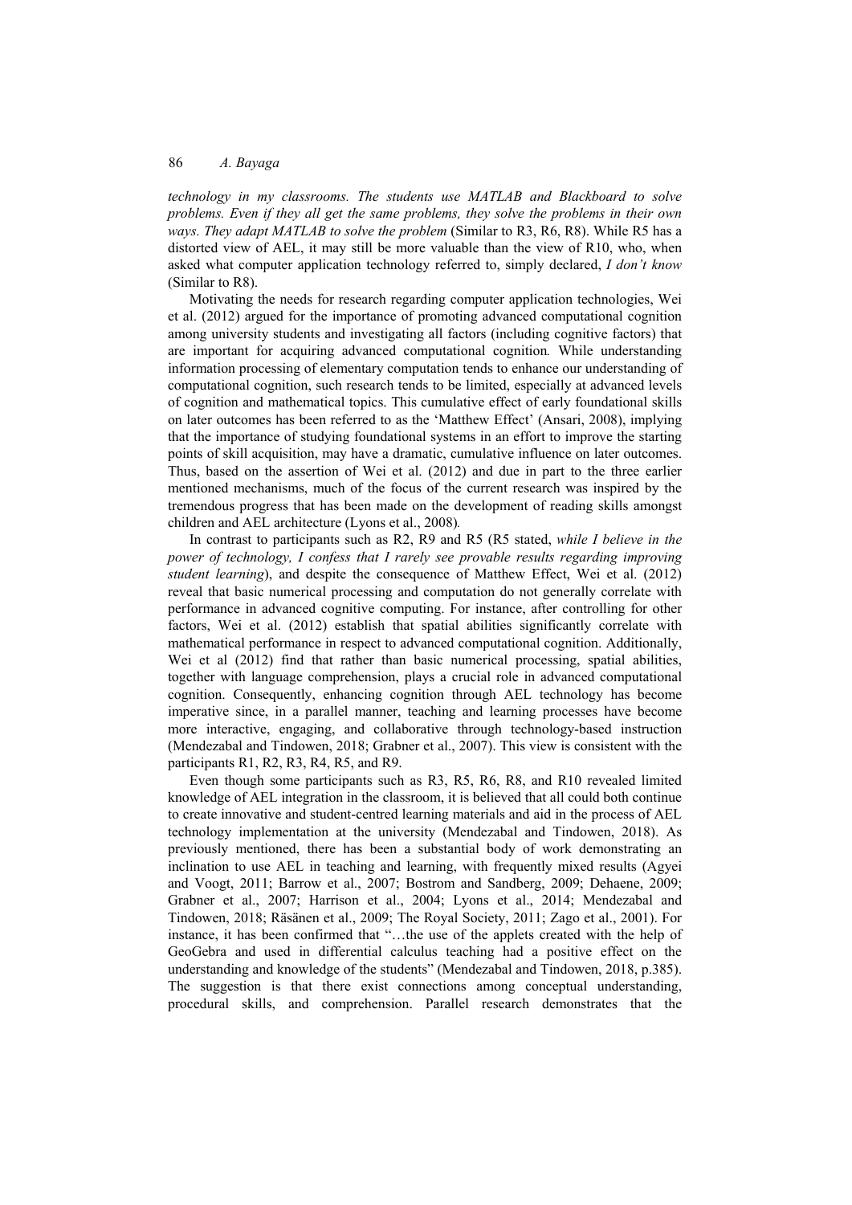*technology in my classrooms. The students use MATLAB and Blackboard to solve problems. Even if they all get the same problems, they solve the problems in their own ways. They adapt MATLAB to solve the problem* (Similar to R3, R6, R8). While R5 has a distorted view of AEL, it may still be more valuable than the view of R10, who, when asked what computer application technology referred to, simply declared, *I don't know* (Similar to R8).

Motivating the needs for research regarding computer application technologies, Wei et al. (2012) argued for the importance of promoting advanced computational cognition among university students and investigating all factors (including cognitive factors) that are important for acquiring advanced computational cognition. While understanding information processing of elementary computation tends to enhance our understanding of computational cognition, such research tends to be limited, especially at advanced levels of cognition and mathematical topics. This cumulative effect of early foundational skills on later outcomes has been referred to as the 'Matthew Effect' (Ansari, 2008), implying that the importance of studying foundational systems in an effort to improve the starting points of skill acquisition, may have a dramatic, cumulative influence on later outcomes. Thus, based on the assertion of Wei et al. (2012) and due in part to the three earlier mentioned mechanisms, much of the focus of the current research was inspired by the tremendous progress that has been made on the development of reading skills amongst children and AEL architecture (Lyons et al., 2008).

In contrast to participants such as R2, R9 and R5 (R5 stated, *while I believe in the power of technology, I confess that I rarely see provable results regarding improving student learning*), and despite the consequence of Matthew Effect, Wei et al. (2012) reveal that basic numerical processing and computation do not generally correlate with performance in advanced cognitive computing. For instance, after controlling for other factors, Wei et al. (2012) establish that spatial abilities significantly correlate with mathematical performance in respect to advanced computational cognition. Additionally, Wei et al (2012) find that rather than basic numerical processing, spatial abilities, together with language comprehension, plays a crucial role in advanced computational cognition. Consequently, enhancing cognition through AEL technology has become imperative since, in a parallel manner, teaching and learning processes have become more interactive, engaging, and collaborative through technology-based instruction (Mendezabal and Tindowen, 2018; Grabner et al., 2007). This view is consistent with the participants R1, R2, R3, R4, R5, and R9.

Even though some participants such as R3, R5, R6, R8, and R10 revealed limited knowledge of AEL integration in the classroom, it is believed that all could both continue to create innovative and student-centred learning materials and aid in the process of AEL technology implementation at the university (Mendezabal and Tindowen, 2018). As previously mentioned, there has been a substantial body of work demonstrating an inclination to use AEL in teaching and learning, with frequently mixed results (Agyei and Voogt, 2011; Barrow et al., 2007; Bostrom and Sandberg, 2009; Dehaene, 2009; Grabner et al., 2007; Harrison et al., 2004; Lyons et al., 2014; Mendezabal and Tindowen, 2018; Räsänen et al., 2009; The Royal Society, 2011; Zago et al., 2001). For instance, it has been confirmed that "…the use of the applets created with the help of GeoGebra and used in differential calculus teaching had a positive effect on the understanding and knowledge of the students" (Mendezabal and Tindowen, 2018, p.385). The suggestion is that there exist connections among conceptual understanding, procedural skills, and comprehension. Parallel research demonstrates that the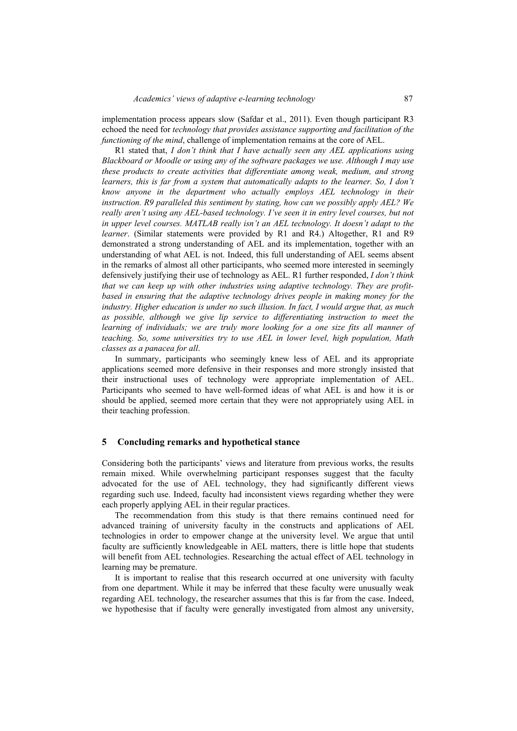implementation process appears slow (Safdar et al., 2011). Even though participant R3 echoed the need for *technology that provides assistance supporting and facilitation of the functioning of the mind*, challenge of implementation remains at the core of AEL.

R1 stated that, *I don't think that I have actually seen any AEL applications using Blackboard or Moodle or using any of the software packages we use. Although I may use these products to create activities that differentiate among weak, medium, and strong learners, this is far from a system that automatically adapts to the learner. So, I don't know anyone in the department who actually employs AEL technology in their instruction. R9 paralleled this sentiment by stating, how can we possibly apply AEL? We really aren't using any AEL-based technology. I've seen it in entry level courses, but not in upper level courses. MATLAB really isn't an AEL technology. It doesn't adapt to the learner*. (Similar statements were provided by R1 and R4.) Altogether, R1 and R9 demonstrated a strong understanding of AEL and its implementation, together with an understanding of what AEL is not. Indeed, this full understanding of AEL seems absent in the remarks of almost all other participants, who seemed more interested in seemingly defensively justifying their use of technology as AEL. R1 further responded, *I don't think that we can keep up with other industries using adaptive technology. They are profit-based in ensuring that the adaptive technology drives people in making money for the industry. Higher education is under no such illusion. In fact, I would argue that, as much as possible, although we give lip service to differentiating instruction to meet the learning of individuals; we are truly more looking for a one size fits all manner of teaching. So, some universities try to use AEL in lower level, high population, Math classes as a panacea for all*.

In summary, participants who seemingly knew less of AEL and its appropriate applications seemed more defensive in their responses and more strongly insisted that their instructional uses of technology were appropriate implementation of AEL. Participants who seemed to have well-formed ideas of what AEL is and how it is or should be applied, seemed more certain that they were not appropriately using AEL in their teaching profession.

## 5 Concluding remarks and hypothetical stance

Considering both the participants' views and literature from previous works, the results remain mixed. While overwhelming participant responses suggest that the faculty advocated for the use of AEL technology, they had significantly different views regarding such use. Indeed, faculty had inconsistent views regarding whether they were each properly applying AEL in their regular practices.

The recommendation from this study is that there remains continued need for advanced training of university faculty in the constructs and applications of AEL technologies in order to empower change at the university level. We argue that until faculty are sufficiently knowledgeable in AEL matters, there is little hope that students will benefit from AEL technologies. Researching the actual effect of AEL technology in learning may be premature.

It is important to realise that this research occurred at one university with faculty from one department. While it may be inferred that these faculty were unusually weak regarding AEL technology, the researcher assumes that this is far from the case. Indeed, we hypothesise that if faculty were generally investigated from almost any university,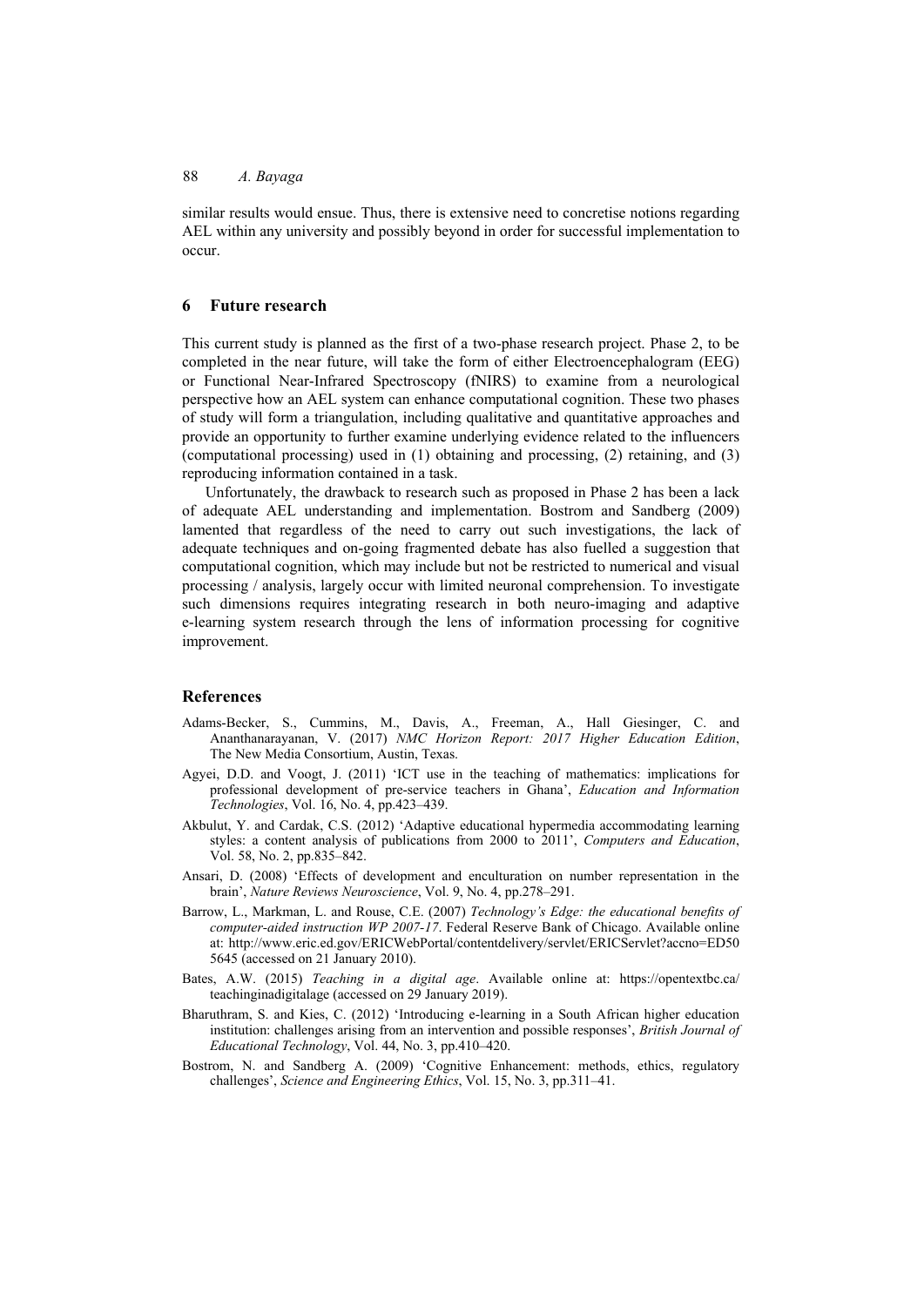similar results would ensue. Thus, there is extensive need to concretise notions regarding AEL within any university and possibly beyond in order for successful implementation to occur.

## 6 Future research

This current study is planned as the first of a two-phase research project. Phase 2, to be completed in the near future, will take the form of either Electroencephalogram (EEG) or Functional Near-Infrared Spectroscopy (fNIRS) to examine from a neurological perspective how an AEL system can enhance computational cognition. These two phases of study will form a triangulation, including qualitative and quantitative approaches and provide an opportunity to further examine underlying evidence related to the influencers (computational processing) used in (1) obtaining and processing, (2) retaining, and (3) reproducing information contained in a task.

Unfortunately, the drawback to research such as proposed in Phase 2 has been a lack of adequate AEL understanding and implementation. Bostrom and Sandberg (2009) lamented that regardless of the need to carry out such investigations, the lack of adequate techniques and on-going fragmented debate has also fuelled a suggestion that computational cognition, which may include but not be restricted to numerical and visual processing / analysis, largely occur with limited neuronal comprehension. To investigate such dimensions requires integrating research in both neuro-imaging and adaptive e-learning system research through the lens of information processing for cognitive improvement.

## References

Adams-Becker, S., Cummins, M., Davis, A., Freeman, A., Hall Giesinger, C. and Ananthanarayanan, V. (2017) *NMC Horizon Report: 2017 Higher Education Edition*, The New Media Consortium, Austin, Texas.

Agyei, D.D. and Voogt, J. (2011) 'ICT use in the teaching of mathematics: implications for professional development of pre-service teachers in Ghana', *Education and Information Technologies*, Vol. 16, No. 4, pp.423–439.

Akbulut, Y. and Cardak, C.S. (2012) 'Adaptive educational hypermedia accommodating learning styles: a content analysis of publications from 2000 to 2011', *Computers and Education*, Vol. 58, No. 2, pp.835–842.

Ansari, D. (2008) 'Effects of development and enculturation on number representation in the brain', *Nature Reviews Neuroscience*, Vol. 9, No. 4, pp.278–291.

Barrow, L., Markman, L. and Rouse, C.E. (2007) *Technology's Edge: the educational benefits of computer-aided instruction WP 2007-17*. Federal Reserve Bank of Chicago. Available online at: http://www.eric.ed.gov/ERICWebPortal/contentdelivery/servlet/ERICServlet?accno=ED505645 (accessed on 21 January 2010).

Bates, A.W. (2015) *Teaching in a digital age*. Available online at: https://opentextbc.ca/teachinginadigitalage (accessed on 29 January 2019).

Bharuthram, S. and Kies, C. (2012) 'Introducing e-learning in a South African higher education institution: challenges arising from an intervention and possible responses', *British Journal of Educational Technology*, Vol. 44, No. 3, pp.410–420.

Bostrom, N. and Sandberg A. (2009) 'Cognitive Enhancement: methods, ethics, regulatory challenges', *Science and Engineering Ethics*, Vol. 15, No. 3, pp.311–41.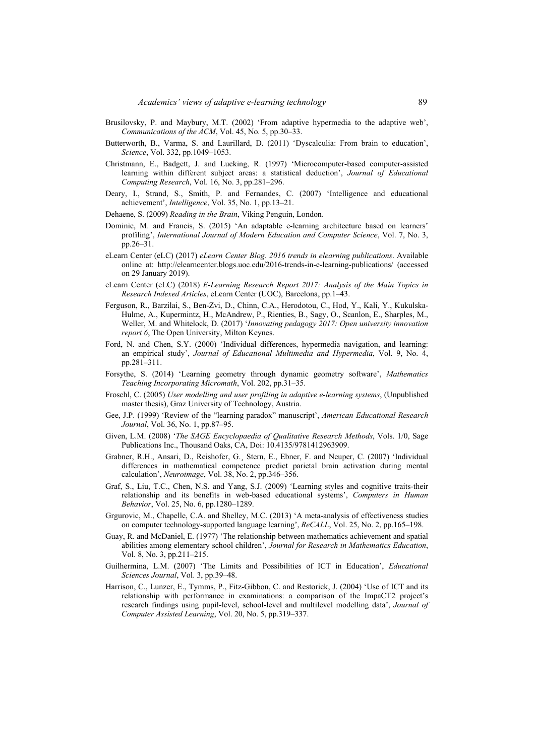Brusilovsky, P. and Maybury, M.T. (2002) 'From adaptive hypermedia to the adaptive web', *Communications of the ACM*, Vol. 45, No. 5, pp.30–33.

Butterworth, B., Varma, S. and Laurillard, D. (2011) 'Dyscalculia: From brain to education', *Science*, Vol. 332, pp.1049–1053.

Christmann, E., Badgett, J. and Lucking, R. (1997) 'Microcomputer-based computer-assisted learning within different subject areas: a statistical deduction', *Journal of Educational Computing Research*, Vol. 16, No. 3, pp.281–296.

Deary, I., Strand, S., Smith, P. and Fernandes, C. (2007) 'Intelligence and educational achievement', *Intelligence*, Vol. 35, No. 1, pp.13–21.

Dehaene, S. (2009) *Reading in the Brain*, Viking Penguin, London.

Dominic, M. and Francis, S. (2015) 'An adaptable e-learning architecture based on learners' profiling', *International Journal of Modern Education and Computer Science*, Vol. 7, No. 3, pp.26–31.

eLearn Center (eLC) (2017) *eLearn Center Blog. 2016 trends in elearning publications*. Available online at: http://elearncenter.blogs.uoc.edu/2016-trends-in-e-learning-publications/ (accessed on 29 January 2019).

eLearn Center (eLC) (2018) *E-Learning Research Report 2017: Analysis of the Main Topics in Research Indexed Articles*, eLearn Center (UOC), Barcelona, pp.1–43.

Ferguson, R., Barzilai, S., Ben-Zvi, D., Chinn, C.A., Herodotou, C., Hod, Y., Kali, Y., Kukulska-Hulme, A., Kupermintz, H., McAndrew, P., Rienties, B., Sagy, O., Scanlon, E., Sharples, M., Weller, M. and Whitelock, D. (2017) '*Innovating pedagogy 2017: Open university innovation report 6*, The Open University, Milton Keynes.

Ford, N. and Chen, S.Y. (2000) 'Individual differences, hypermedia navigation, and learning: an empirical study', *Journal of Educational Multimedia and Hypermedia*, Vol. 9, No. 4, pp.281–311.

Forsythe, S. (2014) 'Learning geometry through dynamic geometry software', *Mathematics Teaching Incorporating Micromath*, Vol. 202, pp.31–35.

Froschl, C. (2005) *User modelling and user profiling in adaptive e-learning systems*, (Unpublished master thesis), Graz University of Technology, Austria.

Gee, J.P. (1999) 'Review of the "learning paradox" manuscript', *American Educational Research Journal*, Vol. 36, No. 1, pp.87–95.

Given, L.M. (2008) '*The SAGE Encyclopaedia of Qualitative Research Methods*, Vols. 1/0, Sage Publications Inc., Thousand Oaks, CA, Doi: 10.4135/9781412963909.

Grabner, R.H., Ansari, D., Reishofer, G.¸ Stern, E., Ebner, F. and Neuper, C. (2007) 'Individual differences in mathematical competence predict parietal brain activation during mental calculation', *Neuroimage*, Vol. 38, No. 2, pp.346–356.

Graf, S., Liu, T.C., Chen, N.S. and Yang, S.J. (2009) 'Learning styles and cognitive traits-their relationship and its benefits in web-based educational systems', *Computers in Human Behavior*, Vol. 25, No. 6, pp.1280–1289.

Grgurovic, M., Chapelle, C.A. and Shelley, M.C. (2013) 'A meta-analysis of effectiveness studies on computer technology-supported language learning', *ReCALL*, Vol. 25, No. 2, pp.165–198.

Guay, R. and McDaniel, E. (1977) 'The relationship between mathematics achievement and spatial abilities among elementary school children', *Journal for Research in Mathematics Education*, Vol. 8, No. 3, pp.211–215.

Guilhermina, L.M. (2007) 'The Limits and Possibilities of ICT in Education', *Educational Sciences Journal*, Vol. 3, pp.39–48.

Harrison, C., Lunzer, E., Tymms, P., Fitz-Gibbon, C. and Restorick, J. (2004) 'Use of ICT and its relationship with performance in examinations: a comparison of the ImpaCT2 project's research findings using pupil-level, school-level and multilevel modelling data', *Journal of Computer Assisted Learning*, Vol. 20, No. 5, pp.319–337.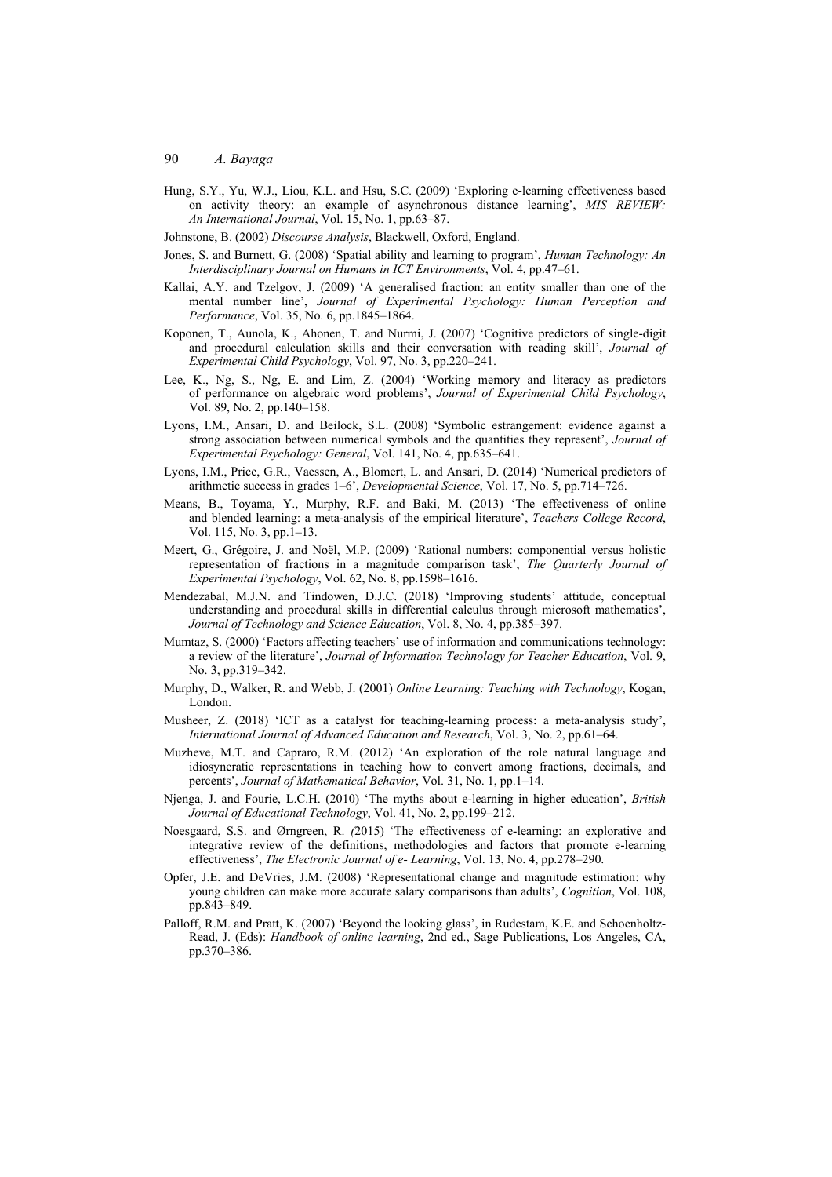Hung, S.Y., Yu, W.J., Liou, K.L. and Hsu, S.C. (2009) 'Exploring e-learning effectiveness based on activity theory: an example of asynchronous distance learning', *MIS REVIEW: An International Journal*, Vol. 15, No. 1, pp.63–87.

Johnstone, B. (2002) *Discourse Analysis*, Blackwell, Oxford, England.

Jones, S. and Burnett, G. (2008) 'Spatial ability and learning to program', *Human Technology: An Interdisciplinary Journal on Humans in ICT Environments*, Vol. 4, pp.47–61.

Kallai, A.Y. and Tzelgov, J. (2009) 'A generalised fraction: an entity smaller than one of the mental number line', *Journal of Experimental Psychology: Human Perception and Performance*, Vol. 35, No. 6, pp.1845–1864.

Koponen, T., Aunola, K., Ahonen, T. and Nurmi, J. (2007) 'Cognitive predictors of single-digit and procedural calculation skills and their conversation with reading skill', *Journal of Experimental Child Psychology*, Vol. 97, No. 3, pp.220–241.

Lee, K., Ng, S., Ng, E. and Lim, Z. (2004) 'Working memory and literacy as predictors of performance on algebraic word problems', *Journal of Experimental Child Psychology*, Vol. 89, No. 2, pp.140–158.

Lyons, I.M., Ansari, D. and Beilock, S.L. (2008) 'Symbolic estrangement: evidence against a strong association between numerical symbols and the quantities they represent', *Journal of Experimental Psychology: General*, Vol. 141, No. 4, pp.635–641.

Lyons, I.M., Price, G.R., Vaessen, A., Blomert, L. and Ansari, D. (2014) 'Numerical predictors of arithmetic success in grades 1–6', *Developmental Science*, Vol. 17, No. 5, pp.714–726.

Means, B., Toyama, Y., Murphy, R.F. and Baki, M. (2013) 'The effectiveness of online and blended learning: a meta-analysis of the empirical literature', *Teachers College Record*, Vol. 115, No. 3, pp.1–13.

Meert, G., Grégoire, J. and Noël, M.P. (2009) 'Rational numbers: componential versus holistic representation of fractions in a magnitude comparison task', *The Quarterly Journal of Experimental Psychology*, Vol. 62, No. 8, pp.1598–1616.

Mendezabal, M.J.N. and Tindowen, D.J.C. (2018) 'Improving students' attitude, conceptual understanding and procedural skills in differential calculus through microsoft mathematics', *Journal of Technology and Science Education*, Vol. 8, No. 4, pp.385–397.

Mumtaz, S. (2000) 'Factors affecting teachers' use of information and communications technology: a review of the literature', *Journal of Information Technology for Teacher Education*, Vol. 9, No. 3, pp.319–342.

Murphy, D., Walker, R. and Webb, J. (2001) *Online Learning: Teaching with Technology*, Kogan, London.

Musheer, Z. (2018) 'ICT as a catalyst for teaching-learning process: a meta-analysis study', *International Journal of Advanced Education and Research*, Vol. 3, No. 2, pp.61–64.

Muzheve, M.T. and Capraro, R.M. (2012) 'An exploration of the role natural language and idiosyncratic representations in teaching how to convert among fractions, decimals, and percents', *Journal of Mathematical Behavior*, Vol. 31, No. 1, pp.1–14.

Njenga, J. and Fourie, L.C.H. (2010) 'The myths about e-learning in higher education', *British Journal of Educational Technology*, Vol. 41, No. 2, pp.199–212.

Noesgaard, S.S. and Ørngreen, R. (2015) 'The effectiveness of e-learning: an explorative and integrative review of the definitions, methodologies and factors that promote e-learning effectiveness', *The Electronic Journal of e- Learning*, Vol. 13, No. 4, pp.278–290.

Opfer, J.E. and DeVries, J.M. (2008) 'Representational change and magnitude estimation: why young children can make more accurate salary comparisons than adults', *Cognition*, Vol. 108, pp.843–849.

Palloff, R.M. and Pratt, K. (2007) 'Beyond the looking glass', in Rudestam, K.E. and Schoenholtz-Read, J. (Eds): *Handbook of online learning*, 2nd ed., Sage Publications, Los Angeles, CA, pp.370–386.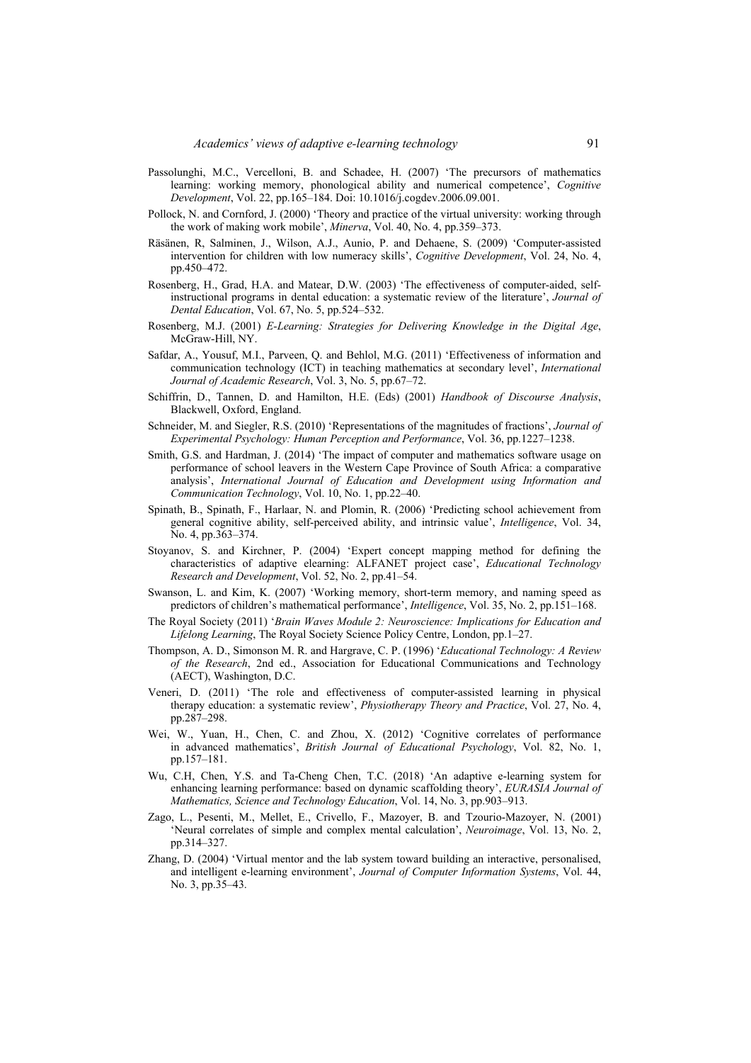Passolunghi, M.C., Vercelloni, B. and Schadee, H. (2007) 'The precursors of mathematics learning: working memory, phonological ability and numerical competence', *Cognitive Development*, Vol. 22, pp.165–184. Doi: 10.1016/j.cogdev.2006.09.001.

Pollock, N. and Cornford, J. (2000) 'Theory and practice of the virtual university: working through the work of making work mobile', *Minerva*, Vol. 40, No. 4, pp.359–373.

Räsänen, R, Salminen, J., Wilson, A.J., Aunio, P. and Dehaene, S. (2009) 'Computer-assisted intervention for children with low numeracy skills', *Cognitive Development*, Vol. 24, No. 4, pp.450–472.

Rosenberg, H., Grad, H.A. and Matear, D.W. (2003) 'The effectiveness of computer-aided, self-instructional programs in dental education: a systematic review of the literature', *Journal of Dental Education*, Vol. 67, No. 5, pp.524–532.

Rosenberg, M.J. (2001) *E-Learning: Strategies for Delivering Knowledge in the Digital Age*, McGraw-Hill, NY.

Safdar, A., Yousuf, M.I., Parveen, Q. and Behlol, M.G. (2011) 'Effectiveness of information and communication technology (ICT) in teaching mathematics at secondary level', *International Journal of Academic Research*, Vol. 3, No. 5, pp.67–72.

Schiffrin, D., Tannen, D. and Hamilton, H.E. (Eds) (2001) *Handbook of Discourse Analysis*, Blackwell, Oxford, England.

Schneider, M. and Siegler, R.S. (2010) 'Representations of the magnitudes of fractions', *Journal of Experimental Psychology: Human Perception and Performance*, Vol. 36, pp.1227–1238.

Smith, G.S. and Hardman, J. (2014) 'The impact of computer and mathematics software usage on performance of school leavers in the Western Cape Province of South Africa: a comparative analysis', *International Journal of Education and Development using Information and Communication Technology*, Vol. 10, No. 1, pp.22–40.

Spinath, B., Spinath, F., Harlaar, N. and Plomin, R. (2006) 'Predicting school achievement from general cognitive ability, self-perceived ability, and intrinsic value', *Intelligence*, Vol. 34, No. 4, pp.363–374.

Stoyanov, S. and Kirchner, P. (2004) 'Expert concept mapping method for defining the characteristics of adaptive elearning: ALFANET project case', *Educational Technology Research and Development*, Vol. 52, No. 2, pp.41–54.

Swanson, L. and Kim, K. (2007) 'Working memory, short-term memory, and naming speed as predictors of children's mathematical performance', *Intelligence*, Vol. 35, No. 2, pp.151–168.

The Royal Society (2011) '*Brain Waves Module 2: Neuroscience: Implications for Education and Lifelong Learning*, The Royal Society Science Policy Centre, London, pp.1–27.

Thompson, A. D., Simonson M. R. and Hargrave, C. P. (1996) '*Educational Technology: A Review of the Research*, 2nd ed., Association for Educational Communications and Technology (AECT), Washington, D.C.

Veneri, D. (2011) 'The role and effectiveness of computer-assisted learning in physical therapy education: a systematic review', *Physiotherapy Theory and Practice*, Vol. 27, No. 4, pp.287–298.

Wei, W., Yuan, H., Chen, C. and Zhou, X. (2012) 'Cognitive correlates of performance in advanced mathematics', *British Journal of Educational Psychology*, Vol. 82, No. 1, pp.157–181.

Wu, C.H, Chen, Y.S. and Ta-Cheng Chen, T.C. (2018) 'An adaptive e-learning system for enhancing learning performance: based on dynamic scaffolding theory', *EURASIA Journal of Mathematics, Science and Technology Education*, Vol. 14, No. 3, pp.903–913.

Zago, L., Pesenti, M., Mellet, E., Crivello, F., Mazoyer, B. and Tzourio-Mazoyer, N. (2001) 'Neural correlates of simple and complex mental calculation', *Neuroimage*, Vol. 13, No. 2, pp.314–327.

Zhang, D. (2004) 'Virtual mentor and the lab system toward building an interactive, personalised, and intelligent e-learning environment', *Journal of Computer Information Systems*, Vol. 44, No. 3, pp.35–43.